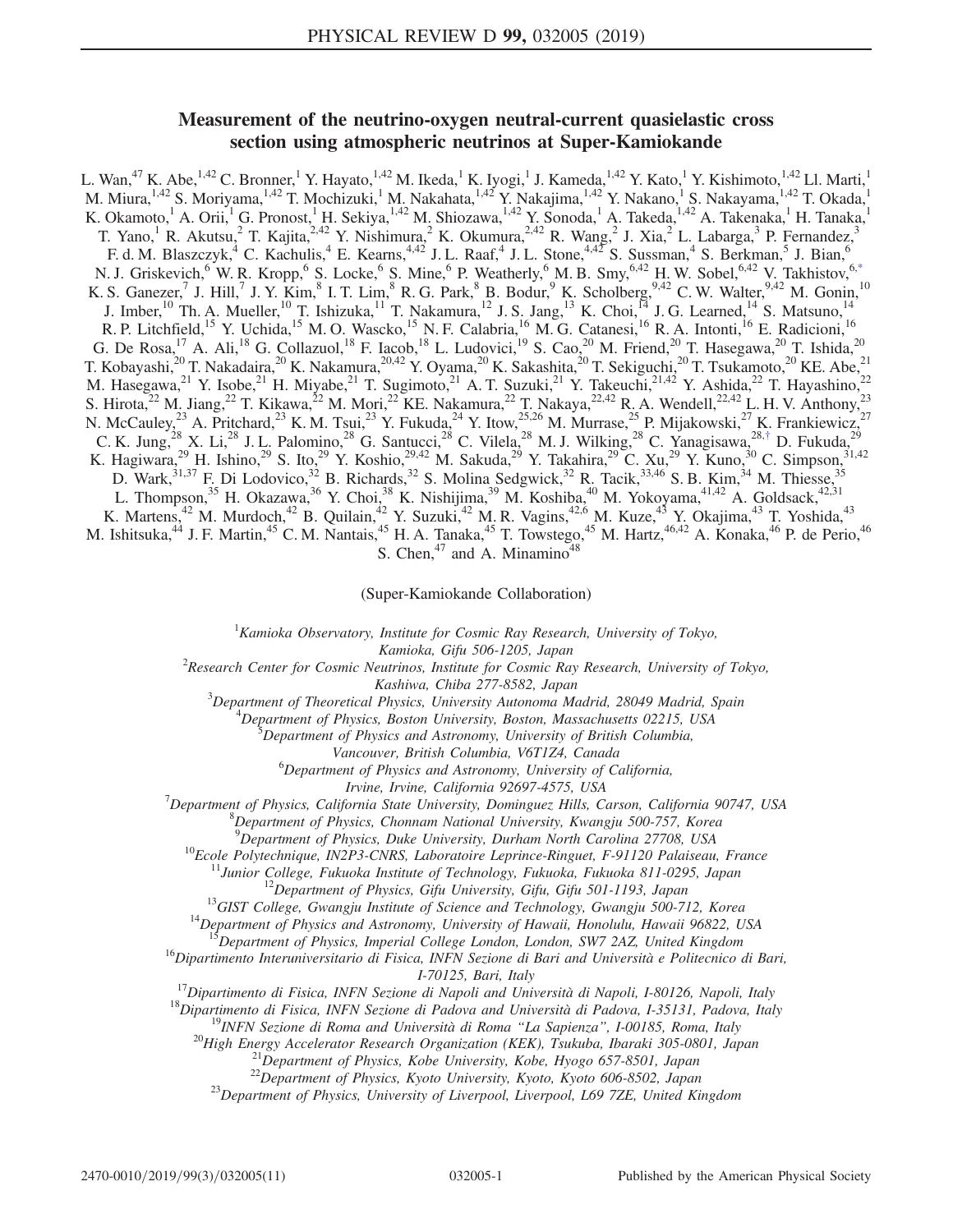# Measurement of the neutrino-oxygen neutral-current quasielastic cross section using atmospheric neutrinos at Super-Kamiokande

L. Wan,[47] K. Abe,[1,42] C. Bronner,[1] Y. Hayato,[1,42] M. Ikeda,[1] K. Iyogi,[1] J. Kameda,[1,42] Y. Kato,[1] Y. Kishimoto,[1,42] Ll. Marti,[1] M. Miura,[1,42] S. Moriyama,[1,42] T. Mochizuki,[1] M. Nakahata,[1,42] Y. Nakajima,[1,42] Y. Nakano,[1] S. Nakayama,[1,42] T. Okada,[1] K. Okamoto,[1] A. Orii,[1] G. Pronost,[1] H. Sekiya,[1,42] M. Shiozawa,[1,42] Y. Sonoda,[1] A. Takeda,[1,42] A. Takenaka,[1] H. Tanaka,[1] T. Yano,[1] R. Akutsu,[2] T. Kajita,[2,42] Y. Nishimura,[2] K. Okumura,[2,42] R. Wang,[2] J. Xia,[2] L. Labarga,[3] P. Fernandez,[3] F. d. M. Blaszczyk,[4] C. Kachulis,[4] E. Kearns,[4,42] J. L. Raaf,[4] J. L. Stone,[4,42] S. Sussman,[4] S. Berkman,[5] J. Bian,[6] N. J. Griskevich,[6] W. R. Kropp,[6] S. Locke,[6] S. Mine,[6] P. Weatherly,[6] M. B. Smy,[6,42] H. W. Sobel,[6,42] V. Takhistov,[6,*] K. S. Ganezer,[7] J. Hill,[7] J. Y. Kim,[8] I. T. Lim,[8] R. G. Park,[8] B. Bodur,[9] K. Scholberg,[9,42] C. W. Walter,[9,42] M. Gonin,[10] J. Imber,[10] Th. A. Mueller,[10] T. Ishizuka,[11] T. Nakamura,[12] J. S. Jang,[13] K. Choi,[14] J. G. Learned,[14] S. Matsuno,[14] R. P. Litchfield,[15] Y. Uchida,[15] M. O. Wascko,[15] N. F. Calabria,[16] M. G. Catanesi,[16] R. A. Intonti,[16] E. Radicioni,[16] G. De Rosa,[17] A. Ali,[18] G. Collazuol,[18] F. Iacob,[18] L. Ludovici,[19] S. Cao,[20] M. Friend,[20] T. Hasegawa,[20] T. Ishida,[20] T. Kobayashi,[20] T. Nakadaira,[20] K. Nakamura,[20,42] Y. Oyama,[20] K. Sakashita,[20] T. Sekiguchi,[20] T. Tsukamoto,[20] KE. Abe,[21] M. Hasegawa,[21] Y. Isobe,[21] H. Miyabe,[21] T. Sugimoto,[21] A. T. Suzuki,[21] Y. Takeuchi,[21,42] Y. Ashida,[22] T. Hayashino,[22] S. Hirota,[22] M. Jiang,[22] T. Kikawa,[22] M. Mori,[22] KE. Nakamura,[22] T. Nakaya,[22,42] R. A. Wendell,[22,42] L. H. V. Anthony,[23] N. McCauley,[23] A. Pritchard,[23] K. M. Tsui,[23] Y. Fukuda,[24] Y. Itow,[25,26] M. Murrase,[25] P. Mijakowski,[27] K. Frankiewicz,[27] C. K. Jung,[28] X. Li,[28] J. L. Palomino,[28] G. Santucci,[28] C. Vilela,[28] M. J. Wilking,[28] C. Yanagisawa,[28,†] D. Fukuda,[29] K. Hagiwara,[29] H. Ishino,[29] S. Ito,[29] Y. Koshio,[29,42] M. Sakuda,[29] Y. Takahira,[29] C. Xu,[29] Y. Kuno,[30] C. Simpson,[31,42] D. Wark,[31,37] F. Di Lodovico,[32] B. Richards,[32] S. Molina Sedgwick,[32] R. Tacik,[33,46] S. B. Kim,[34] M. Thiesse,[35] L. Thompson,[35] H. Okazawa,[36] Y. Choi,[38] K. Nishijima,[39] M. Koshiba,[40] M. Yokoyama,[41,42] A. Goldsack,[42,31] K. Martens,[42] M. Murdoch,[42] B. Quilain,[42] Y. Suzuki,[42] M. R. Vagins,[42,6] M. Kuze,[43] Y. Okajima,[43] T. Yoshida,[43] M. Ishitsuka,[44] J. F. Martin,[45] C. M. Nantais,[45] H. A. Tanaka,[45] T. Towstego,[45] M. Hartz,[46,42] A. Konaka,[46] P. de Perio,[46] S. Chen,[47] and A. Minamino[48]

(Super-Kamiokande Collaboration)

[1]*Kamioka Observatory, Institute for Cosmic Ray Research, University of Tokyo, Kamioka, Gifu 506-1205, Japan*
[2]*Research Center for Cosmic Neutrinos, Institute for Cosmic Ray Research, University of Tokyo, Kashiwa, Chiba 277-8582, Japan*
[3]*Department of Theoretical Physics, University Autonoma Madrid, 28049 Madrid, Spain*
[4]*Department of Physics, Boston University, Boston, Massachusetts 02215, USA*
[5]*Department of Physics and Astronomy, University of British Columbia, Vancouver, British Columbia, V6T1Z4, Canada*
[6]*Department of Physics and Astronomy, University of California, Irvine, Irvine, California 92697-4575, USA*
[7]*Department of Physics, California State University, Dominguez Hills, Carson, California 90747, USA*
[8]*Department of Physics, Chonnam National University, Kwangju 500-757, Korea*
[9]*Department of Physics, Duke University, Durham North Carolina 27708, USA*
[10]*Ecole Polytechnique, IN2P3-CNRS, Laboratoire Leprince-Ringuet, F-91120 Palaiseau, France*
[11]*Junior College, Fukuoka Institute of Technology, Fukuoka, Fukuoka 811-0295, Japan*
[12]*Department of Physics, Gifu University, Gifu, Gifu 501-1193, Japan*
[13]*GIST College, Gwangju Institute of Science and Technology, Gwangju 500-712, Korea*
[14]*Department of Physics and Astronomy, University of Hawaii, Honolulu, Hawaii 96822, USA*
[15]*Department of Physics, Imperial College London, London, SW7 2AZ, United Kingdom*
[16]*Dipartimento Interuniversitario di Fisica, INFN Sezione di Bari and Università e Politecnico di Bari, I-70125, Bari, Italy*
[17]*Dipartimento di Fisica, INFN Sezione di Napoli and Università di Napoli, I-80126, Napoli, Italy*
[18]*Dipartimento di Fisica, INFN Sezione di Padova and Università di Padova, I-35131, Padova, Italy*
[19]*INFN Sezione di Roma and Università di Roma "La Sapienza", I-00185, Roma, Italy*
[20]*High Energy Accelerator Research Organization (KEK), Tsukuba, Ibaraki 305-0801, Japan*
[21]*Department of Physics, Kobe University, Kobe, Hyogo 657-8501, Japan*
[22]*Department of Physics, Kyoto University, Kyoto, Kyoto 606-8502, Japan*
[23]*Department of Physics, University of Liverpool, Liverpool, L69 7ZE, United Kingdom*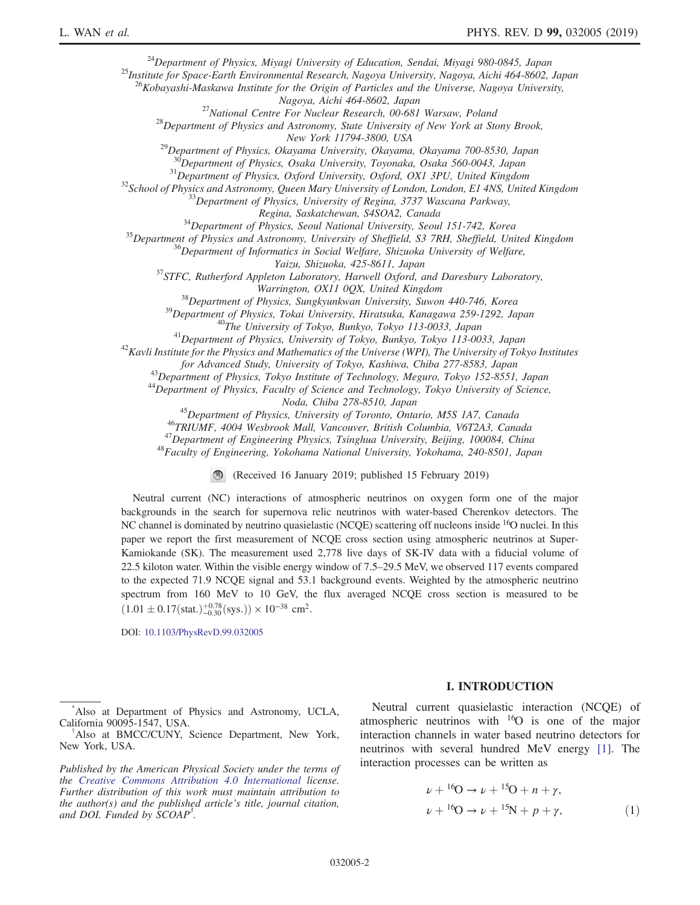[24]Department of Physics, Miyagi University of Education, Sendai, Miyagi 980-0845, Japan
[25]Institute for Space-Earth Environmental Research, Nagoya University, Nagoya, Aichi 464-8602, Japan
[26]Kobayashi-Maskawa Institute for the Origin of Particles and the Universe, Nagoya University, Nagoya, Aichi 464-8602, Japan
[27]National Centre For Nuclear Research, 00-681 Warsaw, Poland
[28]Department of Physics and Astronomy, State University of New York at Stony Brook, New York 11794-3800, USA
[29]Department of Physics, Okayama University, Okayama, Okayama 700-8530, Japan
[30]Department of Physics, Osaka University, Toyonaka, Osaka 560-0043, Japan
[31]Department of Physics, Oxford University, Oxford, OX1 3PU, United Kingdom
[32]School of Physics and Astronomy, Queen Mary University of London, London, E1 4NS, United Kingdom
[33]Department of Physics, University of Regina, 3737 Wascana Parkway, Regina, Saskatchewan, S4SOA2, Canada
[34]Department of Physics, Seoul National University, Seoul 151-742, Korea
[35]Department of Physics and Astronomy, University of Sheffield, S3 7RH, Sheffield, United Kingdom
[36]Department of Informatics in Social Welfare, Shizuoka University of Welfare, Yaizu, Shizuoka, 425-8611, Japan
[37]STFC, Rutherford Appleton Laboratory, Harwell Oxford, and Daresbury Laboratory, Warrington, OX11 0QX, United Kingdom
[38]Department of Physics, Sungkyunkwan University, Suwon 440-746, Korea
[39]Department of Physics, Tokai University, Hiratsuka, Kanagawa 259-1292, Japan
[40]The University of Tokyo, Bunkyo, Tokyo 113-0033, Japan
[41]Department of Physics, University of Tokyo, Bunkyo, Tokyo 113-0033, Japan
[42]Kavli Institute for the Physics and Mathematics of the Universe (WPI), The University of Tokyo Institutes for Advanced Study, University of Tokyo, Kashiwa, Chiba 277-8583, Japan
[43]Department of Physics, Tokyo Institute of Technology, Meguro, Tokyo 152-8551, Japan
[44]Department of Physics, Faculty of Science and Technology, Tokyo University of Science, Noda, Chiba 278-8510, Japan
[45]Department of Physics, University of Toronto, Ontario, M5S 1A7, Canada
[46]TRIUMF, 4004 Wesbrook Mall, Vancouver, British Columbia, V6T2A3, Canada
[47]Department of Engineering Physics, Tsinghua University, Beijing, 100084, China
[48]Faculty of Engineering, Yokohama National University, Yokohama, 240-8501, Japan

(Received 16 January 2019; published 15 February 2019)

Neutral current (NC) interactions of atmospheric neutrinos on oxygen form one of the major backgrounds in the search for supernova relic neutrinos with water-based Cherenkov detectors. The NC channel is dominated by neutrino quasielastic (NCQE) scattering off nucleons inside $^{16}$O nuclei. In this paper we report the first measurement of NCQE cross section using atmospheric neutrinos at Super-Kamiokande (SK). The measurement used 2,778 live days of SK-IV data with a fiducial volume of 22.5 kiloton water. Within the visible energy window of 7.5–29.5 MeV, we observed 117 events compared to the expected 71.9 NCQE signal and 53.1 background events. Weighted by the atmospheric neutrino spectrum from 160 MeV to 10 GeV, the flux averaged NCQE cross section is measured to be $(1.01 \pm 0.17(\text{stat.})^{+0.78}_{-0.30}(\text{sys.})) \times 10^{-38}$ cm$^2$.

DOI: 10.1103/PhysRevD.99.032005

## I. INTRODUCTION

Neutral current quasielastic interaction (NCQE) of atmospheric neutrinos with $^{16}$O is one of the major interaction channels in water based neutrino detectors for neutrinos with several hundred MeV energy [1]. The interaction processes can be written as

$$
\begin{aligned}
&\nu + {}^{16}\text{O} \rightarrow \nu + {}^{15}\text{O} + n + \gamma, \\
&\nu + {}^{16}\text{O} \rightarrow \nu + {}^{15}\text{N} + p + \gamma,
\end{aligned} \tag{1}
$$

[*]Also at Department of Physics and Astronomy, UCLA, California 90095-1547, USA.
[†]Also at BMCC/CUNY, Science Department, New York, New York, USA.

*Published by the American Physical Society under the terms of the Creative Commons Attribution 4.0 International license. Further distribution of this work must maintain attribution to the author(s) and the published article's title, journal citation, and DOI. Funded by SCOAP[3].*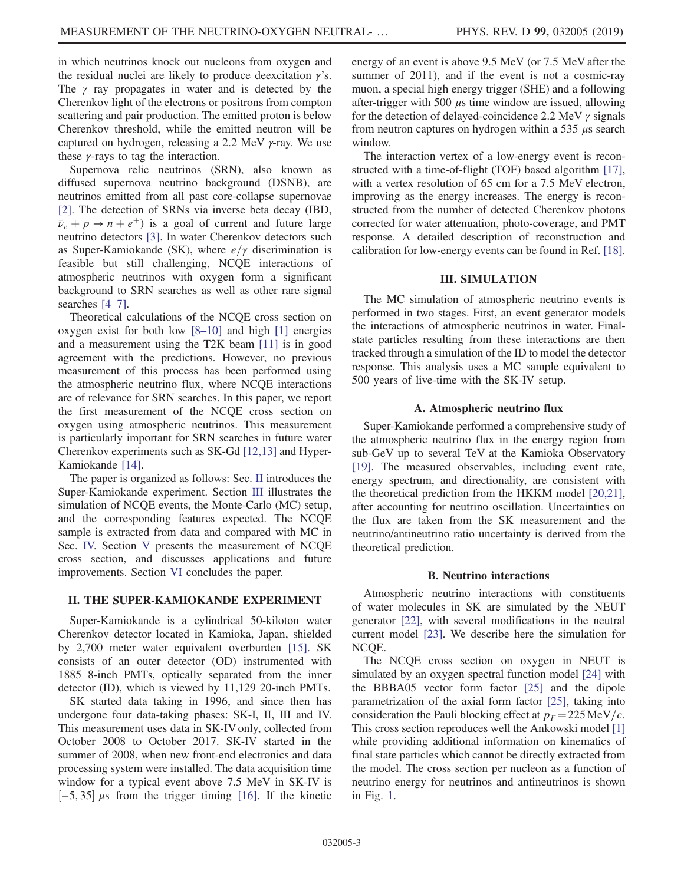in which neutrinos knock out nucleons from oxygen and the residual nuclei are likely to produce deexcitation $\gamma$'s. The $\gamma$ ray propagates in water and is detected by the Cherenkov light of the electrons or positrons from compton scattering and pair production. The emitted proton is below Cherenkov threshold, while the emitted neutron will be captured on hydrogen, releasing a 2.2 MeV $\gamma$-ray. We use these $\gamma$-rays to tag the interaction.

Supernova relic neutrinos (SRN), also known as diffused supernova neutrino background (DSNB), are neutrinos emitted from all past core-collapse supernovae [2]. The detection of SRNs via inverse beta decay (IBD, $\bar{\nu}_e + p \rightarrow n + e^+$) is a goal of current and future large neutrino detectors [3]. In water Cherenkov detectors such as Super-Kamiokande (SK), where $e/\gamma$ discrimination is feasible but still challenging, NCQE interactions of atmospheric neutrinos with oxygen form a significant background to SRN searches as well as other rare signal searches [4–7].

Theoretical calculations of the NCQE cross section on oxygen exist for both low [8–10] and high [1] energies and a measurement using the T2K beam [11] is in good agreement with the predictions. However, no previous measurement of this process has been performed using the atmospheric neutrino flux, where NCQE interactions are of relevance for SRN searches. In this paper, we report the first measurement of the NCQE cross section on oxygen using atmospheric neutrinos. This measurement is particularly important for SRN searches in future water Cherenkov experiments such as SK-Gd [12,13] and Hyper-Kamiokande [14].

The paper is organized as follows: Sec. II introduces the Super-Kamiokande experiment. Section III illustrates the simulation of NCQE events, the Monte-Carlo (MC) setup, and the corresponding features expected. The NCQE sample is extracted from data and compared with MC in Sec. IV. Section V presents the measurement of NCQE cross section, and discusses applications and future improvements. Section VI concludes the paper.

## II. THE SUPER-KAMIOKANDE EXPERIMENT

Super-Kamiokande is a cylindrical 50-kiloton water Cherenkov detector located in Kamioka, Japan, shielded by 2,700 meter water equivalent overburden [15]. SK consists of an outer detector (OD) instrumented with 1885 8-inch PMTs, optically separated from the inner detector (ID), which is viewed by 11,129 20-inch PMTs.

SK started data taking in 1996, and since then has undergone four data-taking phases: SK-I, II, III and IV. This measurement uses data in SK-IV only, collected from October 2008 to October 2017. SK-IV started in the summer of 2008, when new front-end electronics and data processing system were installed. The data acquisition time window for a typical event above 7.5 MeV in SK-IV is $[-5, 35]$ $\mu$s from the trigger timing [16]. If the kinetic energy of an event is above 9.5 MeV (or 7.5 MeV after the summer of 2011), and if the event is not a cosmic-ray muon, a special high energy trigger (SHE) and a following after-trigger with 500 $\mu$s time window are issued, allowing for the detection of delayed-coincidence 2.2 MeV $\gamma$ signals from neutron captures on hydrogen within a 535 $\mu$s search window.

The interaction vertex of a low-energy event is reconstructed with a time-of-flight (TOF) based algorithm [17], with a vertex resolution of 65 cm for a 7.5 MeV electron, improving as the energy increases. The energy is reconstructed from the number of detected Cherenkov photons corrected for water attenuation, photo-coverage, and PMT response. A detailed description of reconstruction and calibration for low-energy events can be found in Ref. [18].

## III. SIMULATION

The MC simulation of atmospheric neutrino events is performed in two stages. First, an event generator models the interactions of atmospheric neutrinos in water. Final-state particles resulting from these interactions are then tracked through a simulation of the ID to model the detector response. This analysis uses a MC sample equivalent to 500 years of live-time with the SK-IV setup.

### A. Atmospheric neutrino flux

Super-Kamiokande performed a comprehensive study of the atmospheric neutrino flux in the energy region from sub-GeV up to several TeV at the Kamioka Observatory [19]. The measured observables, including event rate, energy spectrum, and directionality, are consistent with the theoretical prediction from the HKKM model [20,21], after accounting for neutrino oscillation. Uncertainties on the flux are taken from the SK measurement and the neutrino/antineutrino ratio uncertainty is derived from the theoretical prediction.

### B. Neutrino interactions

Atmospheric neutrino interactions with constituents of water molecules in SK are simulated by the NEUT generator [22], with several modifications in the neutral current model [23]. We describe here the simulation for NCQE.

The NCQE cross section on oxygen in NEUT is simulated by an oxygen spectral function model [24] with the BBBA05 vector form factor [25] and the dipole parametrization of the axial form factor [25], taking into consideration the Pauli blocking effect at $p_F = 225\,\mathrm{MeV}/c$. This cross section reproduces well the Ankowski model [1] while providing additional information on kinematics of final state particles which cannot be directly extracted from the model. The cross section per nucleon as a function of neutrino energy for neutrinos and antineutrinos is shown in Fig. 1.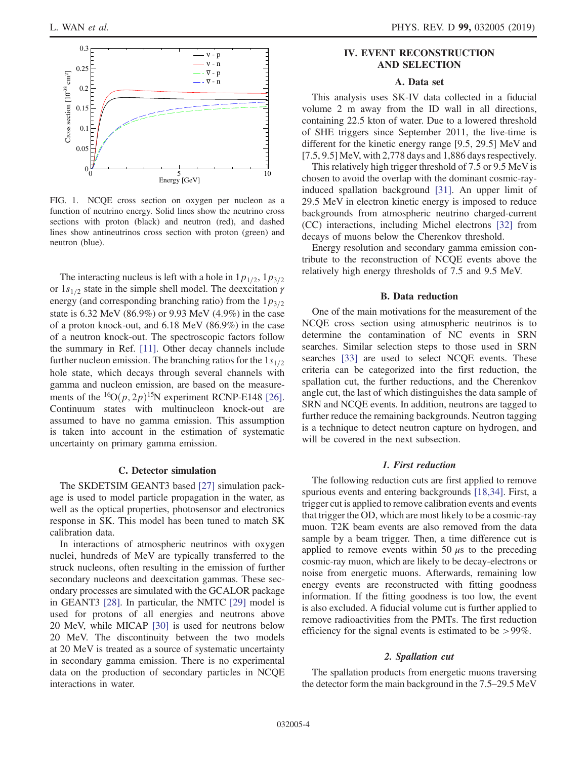FIG. 1. NCQE cross section on oxygen per nucleon as a function of neutrino energy. Solid lines show the neutrino cross sections with proton (black) and neutron (red), and dashed lines show antineutrinos cross section with proton (green) and neutron (blue).

The interacting nucleus is left with a hole in $1p_{1/2}$, $1p_{3/2}$ or $1s_{1/2}$ state in the simple shell model. The deexcitation $\gamma$ energy (and corresponding branching ratio) from the $1p_{3/2}$ state is 6.32 MeV (86.9%) or 9.93 MeV (4.9%) in the case of a proton knock-out, and 6.18 MeV (86.9%) in the case of a neutron knock-out. The spectroscopic factors follow the summary in Ref. [11]. Other decay channels include further nucleon emission. The branching ratios for the $1s_{1/2}$ hole state, which decays through several channels with gamma and nucleon emission, are based on the measurements of the $^{16}O(p,2p)^{15}N$ experiment RCNP-E148 [26]. Continuum states with multinucleon knock-out are assumed to have no gamma emission. This assumption is taken into account in the estimation of systematic uncertainty on primary gamma emission.

### C. Detector simulation

The SKDETSIM GEANT3 based [27] simulation package is used to model particle propagation in the water, as well as the optical properties, photosensor and electronics response in SK. This model has been tuned to match SK calibration data.

In interactions of atmospheric neutrinos with oxygen nuclei, hundreds of MeV are typically transferred to the struck nucleons, often resulting in the emission of further secondary nucleons and deexcitation gammas. These secondary processes are simulated with the GCALOR package in GEANT3 [28]. In particular, the NMTC [29] model is used for protons of all energies and neutrons above 20 MeV, while MICAP [30] is used for neutrons below 20 MeV. The discontinuity between the two models at 20 MeV is treated as a source of systematic uncertainty in secondary gamma emission. There is no experimental data on the production of secondary particles in NCQE interactions in water.

## IV. EVENT RECONSTRUCTION AND SELECTION

### A. Data set

This analysis uses SK-IV data collected in a fiducial volume 2 m away from the ID wall in all directions, containing 22.5 kton of water. Due to a lowered threshold of SHE triggers since September 2011, the live-time is different for the kinetic energy range [9.5, 29.5] MeV and [7.5, 9.5] MeV, with 2,778 days and 1,886 days respectively.

This relatively high trigger threshold of 7.5 or 9.5 MeV is chosen to avoid the overlap with the dominant cosmic-ray-induced spallation background [31]. An upper limit of 29.5 MeV in electron kinetic energy is imposed to reduce backgrounds from atmospheric neutrino charged-current (CC) interactions, including Michel electrons [32] from decays of muons below the Cherenkov threshold.

Energy resolution and secondary gamma emission contribute to the reconstruction of NCQE events above the relatively high energy thresholds of 7.5 and 9.5 MeV.

### B. Data reduction

One of the main motivations for the measurement of the NCQE cross section using atmospheric neutrinos is to determine the contamination of NC events in SRN searches. Similar selection steps to those used in SRN searches [33] are used to select NCQE events. These criteria can be categorized into the first reduction, the spallation cut, the further reductions, and the Cherenkov angle cut, the last of which distinguishes the data sample of SRN and NCQE events. In addition, neutrons are tagged to further reduce the remaining backgrounds. Neutron tagging is a technique to detect neutron capture on hydrogen, and will be covered in the next subsection.

#### 1. First reduction

The following reduction cuts are first applied to remove spurious events and entering backgrounds [18,34]. First, a trigger cut is applied to remove calibration events and events that trigger the OD, which are most likely to be a cosmic-ray muon. T2K beam events are also removed from the data sample by a beam trigger. Then, a time difference cut is applied to remove events within 50 $\mu$s to the preceding cosmic-ray muon, which are likely to be decay-electrons or noise from energetic muons. Afterwards, remaining low energy events are reconstructed with fitting goodness information. If the fitting goodness is too low, the event is also excluded. A fiducial volume cut is further applied to remove radioactivities from the PMTs. The first reduction efficiency for the signal events is estimated to be $>99\%$.

#### 2. Spallation cut

The spallation products from energetic muons traversing the detector form the main background in the 7.5–29.5 MeV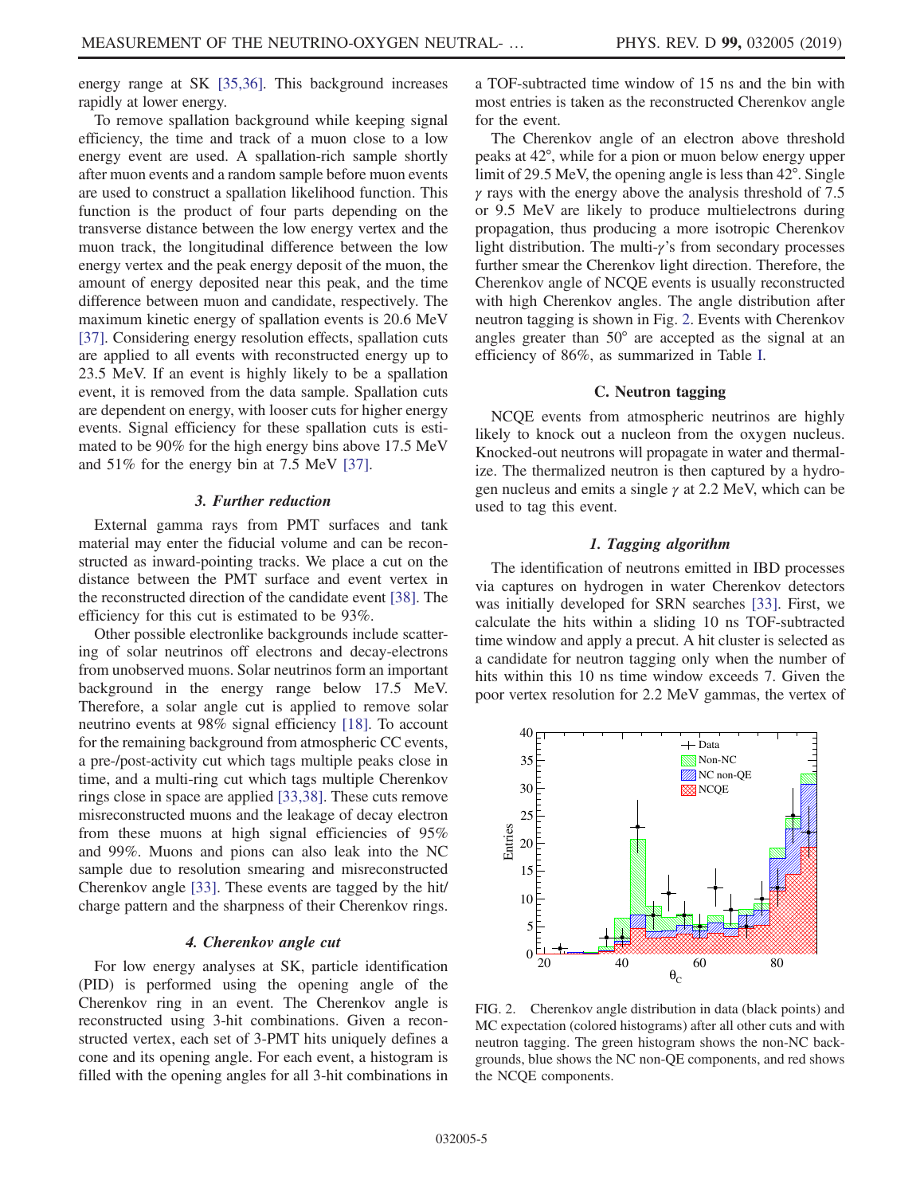energy range at SK [35,36]. This background increases rapidly at lower energy.

To remove spallation background while keeping signal efficiency, the time and track of a muon close to a low energy event are used. A spallation-rich sample shortly after muon events and a random sample before muon events are used to construct a spallation likelihood function. This function is the product of four parts depending on the transverse distance between the low energy vertex and the muon track, the longitudinal difference between the low energy vertex and the peak energy deposit of the muon, the amount of energy deposited near this peak, and the time difference between muon and candidate, respectively. The maximum kinetic energy of spallation events is 20.6 MeV [37]. Considering energy resolution effects, spallation cuts are applied to all events with reconstructed energy up to 23.5 MeV. If an event is highly likely to be a spallation event, it is removed from the data sample. Spallation cuts are dependent on energy, with looser cuts for higher energy events. Signal efficiency for these spallation cuts is estimated to be 90% for the high energy bins above 17.5 MeV and 51% for the energy bin at 7.5 MeV [37].

#### 3. Further reduction

External gamma rays from PMT surfaces and tank material may enter the fiducial volume and can be reconstructed as inward-pointing tracks. We place a cut on the distance between the PMT surface and event vertex in the reconstructed direction of the candidate event [38]. The efficiency for this cut is estimated to be 93%.

Other possible electronlike backgrounds include scattering of solar neutrinos off electrons and decay-electrons from unobserved muons. Solar neutrinos form an important background in the energy range below 17.5 MeV. Therefore, a solar angle cut is applied to remove solar neutrino events at 98% signal efficiency [18]. To account for the remaining background from atmospheric CC events, a pre-/post-activity cut which tags multiple peaks close in time, and a multi-ring cut which tags multiple Cherenkov rings close in space are applied [33,38]. These cuts remove misreconstructed muons and the leakage of decay electron from these muons at high signal efficiencies of 95% and 99%. Muons and pions can also leak into the NC sample due to resolution smearing and misreconstructed Cherenkov angle [33]. These events are tagged by the hit/charge pattern and the sharpness of their Cherenkov rings.

#### 4. Cherenkov angle cut

For low energy analyses at SK, particle identification (PID) is performed using the opening angle of the Cherenkov ring in an event. The Cherenkov angle is reconstructed using 3-hit combinations. Given a reconstructed vertex, each set of 3-PMT hits uniquely defines a cone and its opening angle. For each event, a histogram is filled with the opening angles for all 3-hit combinations in a TOF-subtracted time window of 15 ns and the bin with most entries is taken as the reconstructed Cherenkov angle for the event.

The Cherenkov angle of an electron above threshold peaks at 42°, while for a pion or muon below energy upper limit of 29.5 MeV, the opening angle is less than 42°. Single $\gamma$ rays with the energy above the analysis threshold of 7.5 or 9.5 MeV are likely to produce multielectrons during propagation, thus producing a more isotropic Cherenkov light distribution. The multi-$\gamma$'s from secondary processes further smear the Cherenkov light direction. Therefore, the Cherenkov angle of NCQE events is usually reconstructed with high Cherenkov angles. The angle distribution after neutron tagging is shown in Fig. 2. Events with Cherenkov angles greater than 50° are accepted as the signal at an efficiency of 86%, as summarized in Table I.

### C. Neutron tagging

NCQE events from atmospheric neutrinos are highly likely to knock out a nucleon from the oxygen nucleus. Knocked-out neutrons will propagate in water and thermalize. The thermalized neutron is then captured by a hydrogen nucleus and emits a single $\gamma$ at 2.2 MeV, which can be used to tag this event.

#### 1. Tagging algorithm

The identification of neutrons emitted in IBD processes via captures on hydrogen in water Cherenkov detectors was initially developed for SRN searches [33]. First, we calculate the hits within a sliding 10 ns TOF-subtracted time window and apply a precut. A hit cluster is selected as a candidate for neutron tagging only when the number of hits within this 10 ns time window exceeds 7. Given the poor vertex resolution for 2.2 MeV gammas, the vertex of

FIG. 2. Cherenkov angle distribution in data (black points) and MC expectation (colored histograms) after all other cuts and with neutron tagging. The green histogram shows the non-NC backgrounds, blue shows the NC non-QE components, and red shows the NCQE components.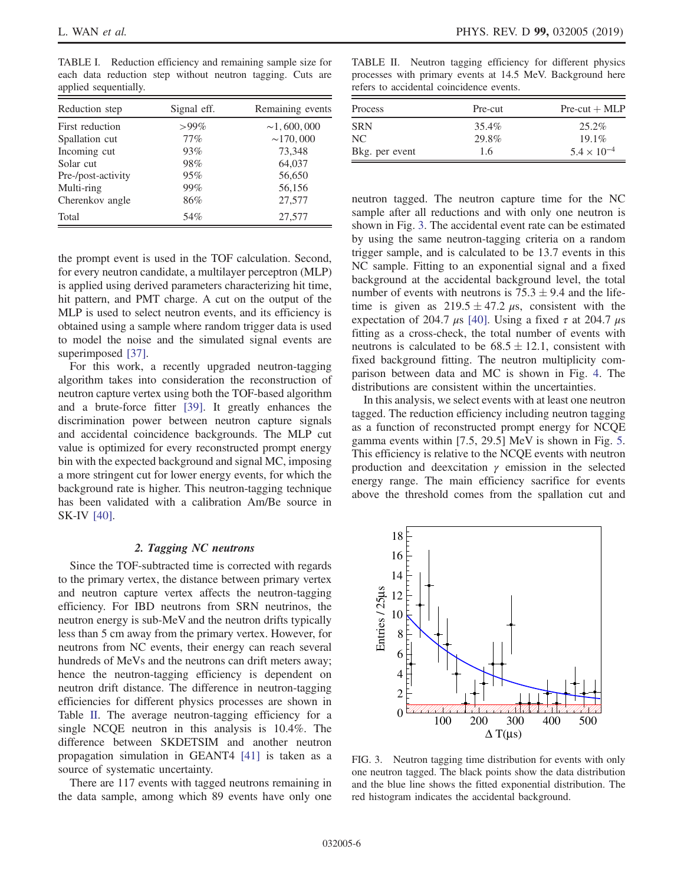TABLE I. Reduction efficiency and remaining sample size for each data reduction step without neutron tagging. Cuts are applied sequentially.

| Reduction step | Signal eff. | Remaining events |
|---|---|---|
| First reduction | >99% | ∼1, 600, 000 |
| Spallation cut | 77% | ∼170, 000 |
| Incoming cut | 93% | 73,348 |
| Solar cut | 98% | 64,037 |
| Pre-/post-activity | 95% | 56,650 |
| Multi-ring | 99% | 56,156 |
| Cherenkov angle | 86% | 27,577 |
| Total | 54% | 27,577 |

the prompt event is used in the TOF calculation. Second, for every neutron candidate, a multilayer perceptron (MLP) is applied using derived parameters characterizing hit time, hit pattern, and PMT charge. A cut on the output of the MLP is used to select neutron events, and its efficiency is obtained using a sample where random trigger data is used to model the noise and the simulated signal events are superimposed [37].

For this work, a recently upgraded neutron-tagging algorithm takes into consideration the reconstruction of neutron capture vertex using both the TOF-based algorithm and a brute-force fitter [39]. It greatly enhances the discrimination power between neutron capture signals and accidental coincidence backgrounds. The MLP cut value is optimized for every reconstructed prompt energy bin with the expected background and signal MC, imposing a more stringent cut for lower energy events, for which the background rate is higher. This neutron-tagging technique has been validated with a calibration Am/Be source in SK-IV [40].

### 2. Tagging NC neutrons

Since the TOF-subtracted time is corrected with regards to the primary vertex, the distance between primary vertex and neutron capture vertex affects the neutron-tagging efficiency. For IBD neutrons from SRN neutrinos, the neutron energy is sub-MeV and the neutron drifts typically less than 5 cm away from the primary vertex. However, for neutrons from NC events, their energy can reach several hundreds of MeVs and the neutrons can drift meters away; hence the neutron-tagging efficiency is dependent on neutron drift distance. The difference in neutron-tagging efficiencies for different physics processes are shown in Table II. The average neutron-tagging efficiency for a single NCQE neutron in this analysis is 10.4%. The difference between SKDETSIM and another neutron propagation simulation in GEANT4 [41] is taken as a source of systematic uncertainty.

There are 117 events with tagged neutrons remaining in the data sample, among which 89 events have only one neutron tagged. The neutron capture time for the NC sample after all reductions and with only one neutron is shown in Fig. 3. The accidental event rate can be estimated by using the same neutron-tagging criteria on a random trigger sample, and is calculated to be 13.7 events in this NC sample. Fitting to an exponential signal and a fixed background at the accidental background level, the total number of events with neutrons is $75.3 \pm 9.4$ and the lifetime is given as $219.5 \pm 47.2$ $\mu$s, consistent with the expectation of 204.7 $\mu$s [40]. Using a fixed $\tau$ at 204.7 $\mu$s fitting as a cross-check, the total number of events with neutrons is calculated to be $68.5 \pm 12.1$, consistent with fixed background fitting. The neutron multiplicity comparison between data and MC is shown in Fig. 4. The distributions are consistent within the uncertainties.

TABLE II. Neutron tagging efficiency for different physics processes with primary events at 14.5 MeV. Background here refers to accidental coincidence events.

| Process | Pre-cut | Pre-cut + MLP |
|---|---|---|
| SRN | 35.4% | 25.2% |
| NC | 29.8% | 19.1% |
| Bkg. per event | 1.6 | $5.4 \times 10^{-4}$ |

In this analysis, we select events with at least one neutron tagged. The reduction efficiency including neutron tagging as a function of reconstructed prompt energy for NCQE gamma events within [7.5, 29.5] MeV is shown in Fig. 5. This efficiency is relative to the NCQE events with neutron production and deexcitation $\gamma$ emission in the selected energy range. The main efficiency sacrifice for events above the threshold comes from the spallation cut and

FIG. 3. Neutron tagging time distribution for events with only one neutron tagged. The black points show the data distribution and the blue line shows the fitted exponential distribution. The red histogram indicates the accidental background.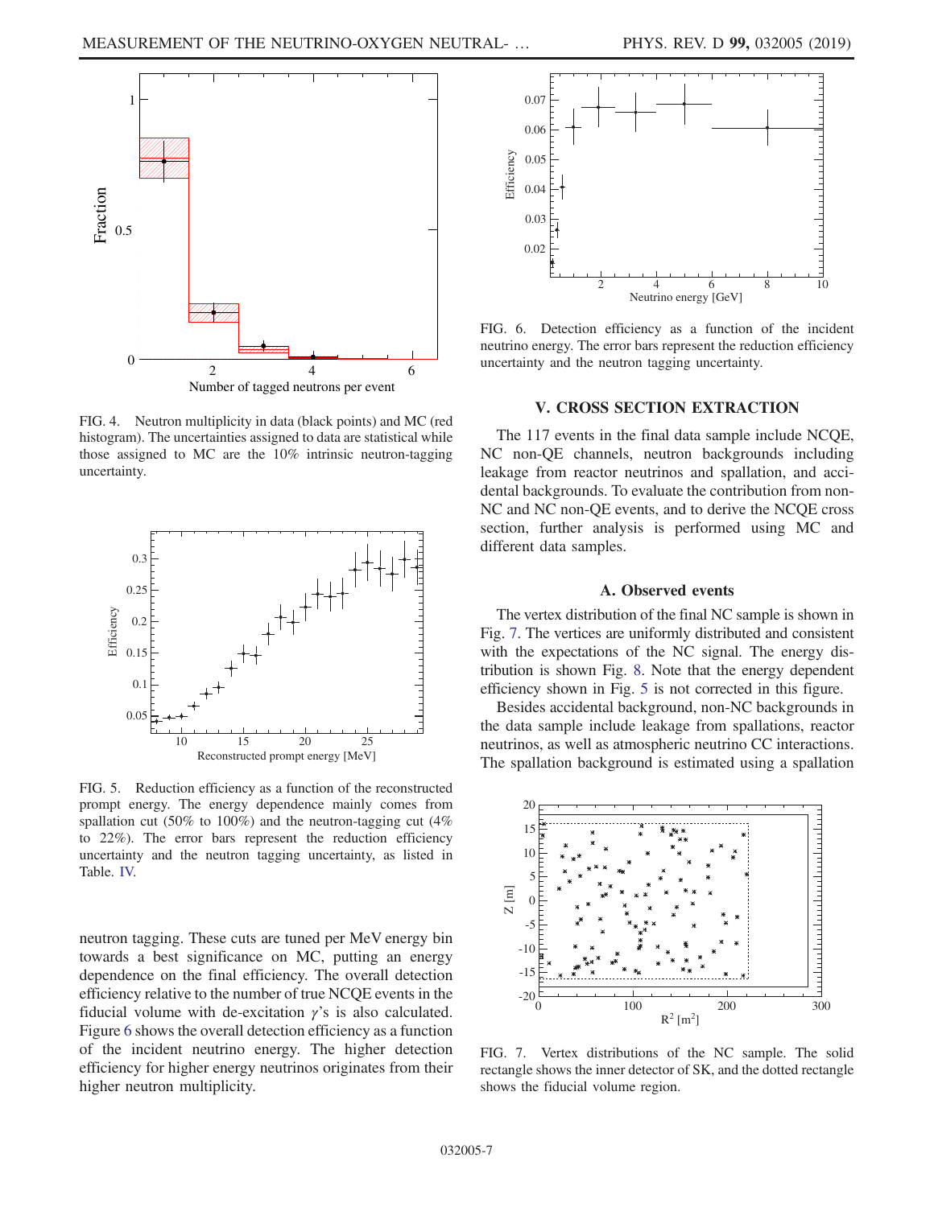FIG. 4. Neutron multiplicity in data (black points) and MC (red histogram). The uncertainties assigned to data are statistical while those assigned to MC are the 10% intrinsic neutron-tagging uncertainty.

FIG. 5. Reduction efficiency as a function of the reconstructed prompt energy. The energy dependence mainly comes from spallation cut (50% to 100%) and the neutron-tagging cut (4% to 22%). The error bars represent the reduction efficiency uncertainty and the neutron tagging uncertainty, as listed in Table. IV.

neutron tagging. These cuts are tuned per MeV energy bin towards a best significance on MC, putting an energy dependence on the final efficiency. The overall detection efficiency relative to the number of true NCQE events in the fiducial volume with de-excitation $\gamma$'s is also calculated. Figure 6 shows the overall detection efficiency as a function of the incident neutrino energy. The higher detection efficiency for higher energy neutrinos originates from their higher neutron multiplicity.

FIG. 6. Detection efficiency as a function of the incident neutrino energy. The error bars represent the reduction efficiency uncertainty and the neutron tagging uncertainty.

## V. CROSS SECTION EXTRACTION

The 117 events in the final data sample include NCQE, NC non-QE channels, neutron backgrounds including leakage from reactor neutrinos and spallation, and accidental backgrounds. To evaluate the contribution from non-NC and NC non-QE events, and to derive the NCQE cross section, further analysis is performed using MC and different data samples.

### A. Observed events

The vertex distribution of the final NC sample is shown in Fig. 7. The vertices are uniformly distributed and consistent with the expectations of the NC signal. The energy distribution is shown Fig. 8. Note that the energy dependent efficiency shown in Fig. 5 is not corrected in this figure.

Besides accidental background, non-NC backgrounds in the data sample include leakage from spallations, reactor neutrinos, as well as atmospheric neutrino CC interactions. The spallation background is estimated using a spallation

FIG. 7. Vertex distributions of the NC sample. The solid rectangle shows the inner detector of SK, and the dotted rectangle shows the fiducial volume region.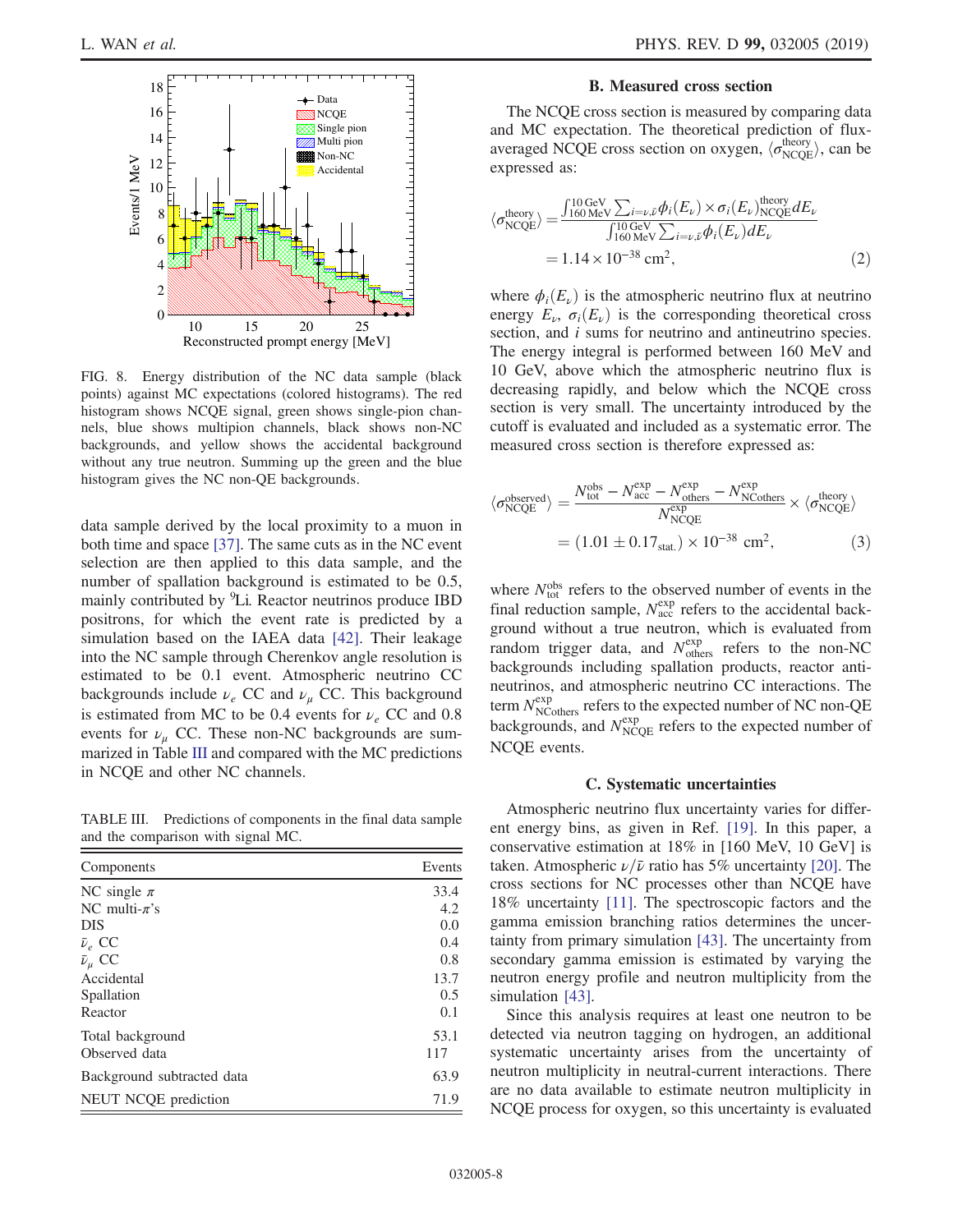FIG. 8. Energy distribution of the NC data sample (black points) against MC expectations (colored histograms). The red histogram shows NCQE signal, green shows single-pion channels, blue shows multipion channels, black shows non-NC backgrounds, and yellow shows the accidental background without any true neutron. Summing up the green and the blue histogram gives the NC non-QE backgrounds.

data sample derived by the local proximity to a muon in both time and space [37]. The same cuts as in the NC event selection are then applied to this data sample, and the number of spallation background is estimated to be 0.5, mainly contributed by $^{9}$Li. Reactor neutrinos produce IBD positrons, for which the event rate is predicted by a simulation based on the IAEA data [42]. Their leakage into the NC sample through Cherenkov angle resolution is estimated to be 0.1 event. Atmospheric neutrino CC backgrounds include $\nu_e$ CC and $\nu_\mu$ CC. This background is estimated from MC to be 0.4 events for $\nu_e$ CC and 0.8 events for $\nu_\mu$ CC. These non-NC backgrounds are summarized in Table III and compared with the MC predictions in NCQE and other NC channels.

TABLE III. Predictions of components in the final data sample and the comparison with signal MC.

| Components | Events |
|---|---|
| NC single $\pi$ | 33.4 |
| NC multi-$\pi$'s | 4.2 |
| DIS | 0.0 |
| $\bar{\nu}_e$ CC | 0.4 |
| $\bar{\nu}_\mu$ CC | 0.8 |
| Accidental | 13.7 |
| Spallation | 0.5 |
| Reactor | 0.1 |
| Total background | 53.1 |
| Observed data | 117 |
| Background subtracted data | 63.9 |
| NEUT NCQE prediction | 71.9 |

### B. Measured cross section

The NCQE cross section is measured by comparing data and MC expectation. The theoretical prediction of flux-averaged NCQE cross section on oxygen, $\langle\sigma_{\mathrm{NCQE}}^{\mathrm{theory}}\rangle$, can be expressed as:

$$\langle\sigma_{\mathrm{NCQE}}^{\mathrm{theory}}\rangle = \frac{\int_{160\,\mathrm{MeV}}^{10\,\mathrm{GeV}} \sum_{i=\nu,\bar{\nu}} \phi_i(E_\nu) \times \sigma_i(E_\nu)_{\mathrm{NCQE}}^{\mathrm{theory}} dE_\nu}{\int_{160\,\mathrm{MeV}}^{10\,\mathrm{GeV}} \sum_{i=\nu,\bar{\nu}} \phi_i(E_\nu) dE_\nu} = 1.14 \times 10^{-38}\ \mathrm{cm}^2, \tag{2}$$

where $\phi_i(E_\nu)$ is the atmospheric neutrino flux at neutrino energy $E_\nu$, $\sigma_i(E_\nu)$ is the corresponding theoretical cross section, and $i$ sums for neutrino and antineutrino species. The energy integral is performed between 160 MeV and 10 GeV, above which the atmospheric neutrino flux is decreasing rapidly, and below which the NCQE cross section is very small. The uncertainty introduced by the cutoff is evaluated and included as a systematic error. The measured cross section is therefore expressed as:

$$\langle\sigma_{\mathrm{NCQE}}^{\mathrm{observed}}\rangle = \frac{N_{\mathrm{tot}}^{\mathrm{obs}} - N_{\mathrm{acc}}^{\mathrm{exp}} - N_{\mathrm{others}}^{\mathrm{exp}} - N_{\mathrm{NCothers}}^{\mathrm{exp}}}{N_{\mathrm{NCQE}}^{\mathrm{exp}}} \times \langle\sigma_{\mathrm{NCQE}}^{\mathrm{theory}}\rangle = (1.01 \pm 0.17_{\mathrm{stat.}}) \times 10^{-38}\ \mathrm{cm}^2, \tag{3}$$

where $N_{\mathrm{tot}}^{\mathrm{obs}}$ refers to the observed number of events in the final reduction sample, $N_{\mathrm{acc}}^{\mathrm{exp}}$ refers to the accidental background without a true neutron, which is evaluated from random trigger data, and $N_{\mathrm{others}}^{\mathrm{exp}}$ refers to the non-NC backgrounds including spallation products, reactor antineutrinos, and atmospheric neutrino CC interactions. The term $N_{\mathrm{NCothers}}^{\mathrm{exp}}$ refers to the expected number of NC non-QE backgrounds, and $N_{\mathrm{NCQE}}^{\mathrm{exp}}$ refers to the expected number of NCQE events.

### C. Systematic uncertainties

Atmospheric neutrino flux uncertainty varies for different energy bins, as given in Ref. [19]. In this paper, a conservative estimation at 18% in [160 MeV, 10 GeV] is taken. Atmospheric $\nu/\bar{\nu}$ ratio has 5% uncertainty [20]. The cross sections for NC processes other than NCQE have 18% uncertainty [11]. The spectroscopic factors and the gamma emission branching ratios determines the uncertainty from primary simulation [43]. The uncertainty from secondary gamma emission is estimated by varying the neutron energy profile and neutron multiplicity from the simulation [43].

Since this analysis requires at least one neutron to be detected via neutron tagging on hydrogen, an additional systematic uncertainty arises from the uncertainty of neutron multiplicity in neutral-current interactions. There are no data available to estimate neutron multiplicity in NCQE process for oxygen, so this uncertainty is evaluated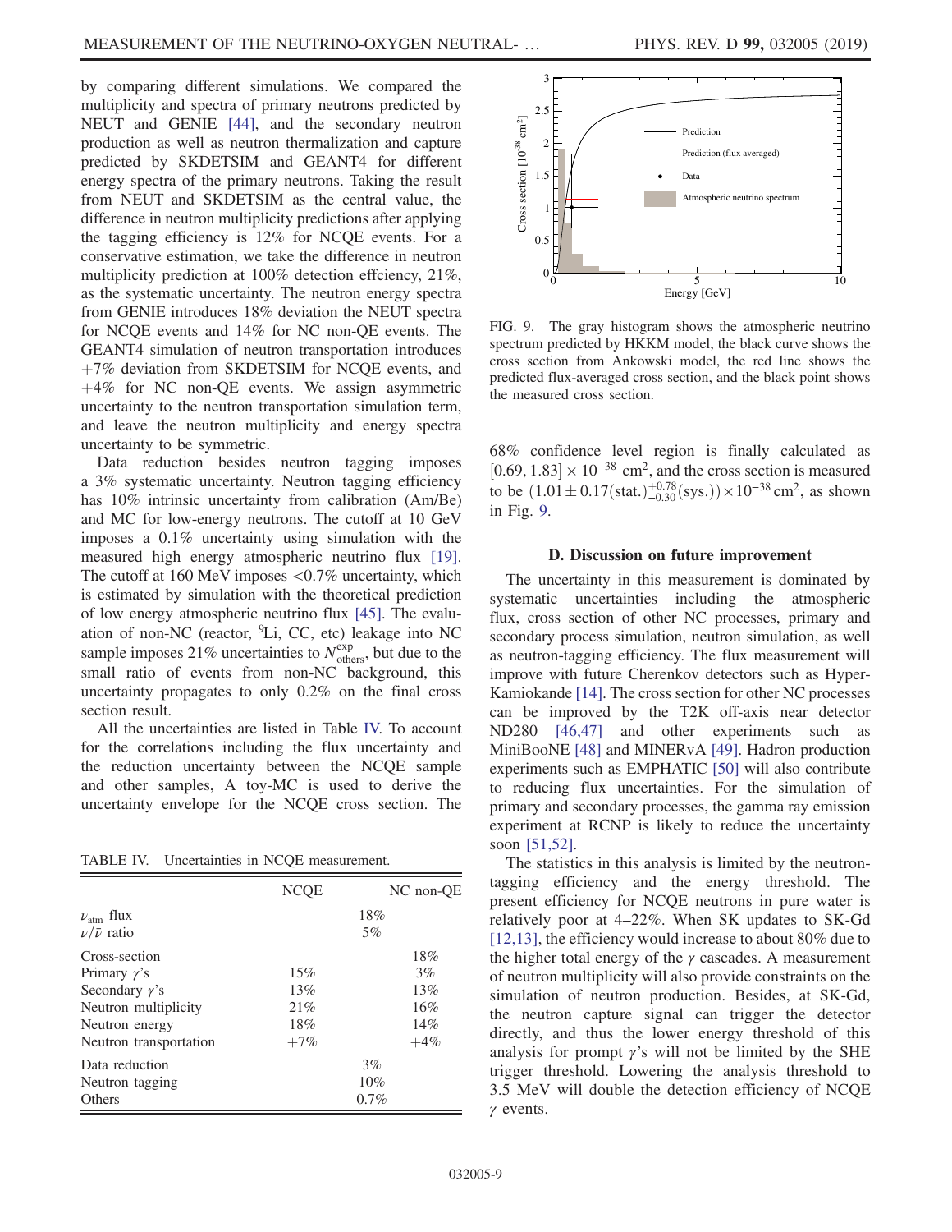by comparing different simulations. We compared the multiplicity and spectra of primary neutrons predicted by NEUT and GENIE [44], and the secondary neutron production as well as neutron thermalization and capture predicted by SKDETSIM and GEANT4 for different energy spectra of the primary neutrons. Taking the result from NEUT and SKDETSIM as the central value, the difference in neutron multiplicity predictions after applying the tagging efficiency is 12% for NCQE events. For a conservative estimation, we take the difference in neutron multiplicity prediction at 100% detection effciency, 21%, as the systematic uncertainty. The neutron energy spectra from GENIE introduces 18% deviation the NEUT spectra for NCQE events and 14% for NC non-QE events. The GEANT4 simulation of neutron transportation introduces +7% deviation from SKDETSIM for NCQE events, and +4% for NC non-QE events. We assign asymmetric uncertainty to the neutron transportation simulation term, and leave the neutron multiplicity and energy spectra uncertainty to be symmetric.

Data reduction besides neutron tagging imposes a 3% systematic uncertainty. Neutron tagging efficiency has 10% intrinsic uncertainty from calibration (Am/Be) and MC for low-energy neutrons. The cutoff at 10 GeV imposes a 0.1% uncertainty using simulation with the measured high energy atmospheric neutrino flux [19]. The cutoff at 160 MeV imposes <0.7% uncertainty, which is estimated by simulation with the theoretical prediction of low energy atmospheric neutrino flux [45]. The evaluation of non-NC (reactor, $^{9}$Li, CC, etc) leakage into NC sample imposes 21% uncertainties to $N^{\mathrm{exp}}_{\mathrm{others}}$, but due to the small ratio of events from non-NC background, this uncertainty propagates to only 0.2% on the final cross section result.

All the uncertainties are listed in Table IV. To account for the correlations including the flux uncertainty and the reduction uncertainty between the NCQE sample and other samples, A toy-MC is used to derive the uncertainty envelope for the NCQE cross section. The 68% confidence level region is finally calculated as $[0.69, 1.83] \times 10^{-38}$ cm$^2$, and the cross section is measured to be $(1.01 \pm 0.17(\mathrm{stat.})^{+0.78}_{-0.30}(\mathrm{sys.})) \times 10^{-38}\,\mathrm{cm}^2$, as shown in Fig. 9.

TABLE IV. Uncertainties in NCQE measurement.

| | NCQE | NC non-QE |
|---|---|---|
| $\nu_{\mathrm{atm}}$ flux | 18% | |
| $\nu/\bar{\nu}$ ratio | 5% | |
| Cross-section | | 18% |
| Primary $\gamma$'s | 15% | 3% |
| Secondary $\gamma$'s | 13% | 13% |
| Neutron multiplicity | 21% | 16% |
| Neutron energy | 18% | 14% |
| Neutron transportation | +7% | +4% |
| Data reduction | 3% | |
| Neutron tagging | 10% | |
| Others | 0.7% | |

FIG. 9. The gray histogram shows the atmospheric neutrino spectrum predicted by HKKM model, the black curve shows the cross section from Ankowski model, the red line shows the predicted flux-averaged cross section, and the black point shows the measured cross section.

### D. Discussion on future improvement

The uncertainty in this measurement is dominated by systematic uncertainties including the atmospheric flux, cross section of other NC processes, primary and secondary process simulation, neutron simulation, as well as neutron-tagging efficiency. The flux measurement will improve with future Cherenkov detectors such as Hyper-Kamiokande [14]. The cross section for other NC processes can be improved by the T2K off-axis near detector ND280 [46,47] and other experiments such as MiniBooNE [48] and MINERvA [49]. Hadron production experiments such as EMPHATIC [50] will also contribute to reducing flux uncertainties. For the simulation of primary and secondary processes, the gamma ray emission experiment at RCNP is likely to reduce the uncertainty soon [51,52].

The statistics in this analysis is limited by the neutron-tagging efficiency and the energy threshold. The present efficiency for NCQE neutrons in pure water is relatively poor at 4–22%. When SK updates to SK-Gd [12,13], the efficiency would increase to about 80% due to the higher total energy of the $\gamma$ cascades. A measurement of neutron multiplicity will also provide constraints on the simulation of neutron production. Besides, at SK-Gd, the neutron capture signal can trigger the detector directly, and thus the lower energy threshold of this analysis for prompt $\gamma$'s will not be limited by the SHE trigger threshold. Lowering the analysis threshold to 3.5 MeV will double the detection efficiency of NCQE $\gamma$ events.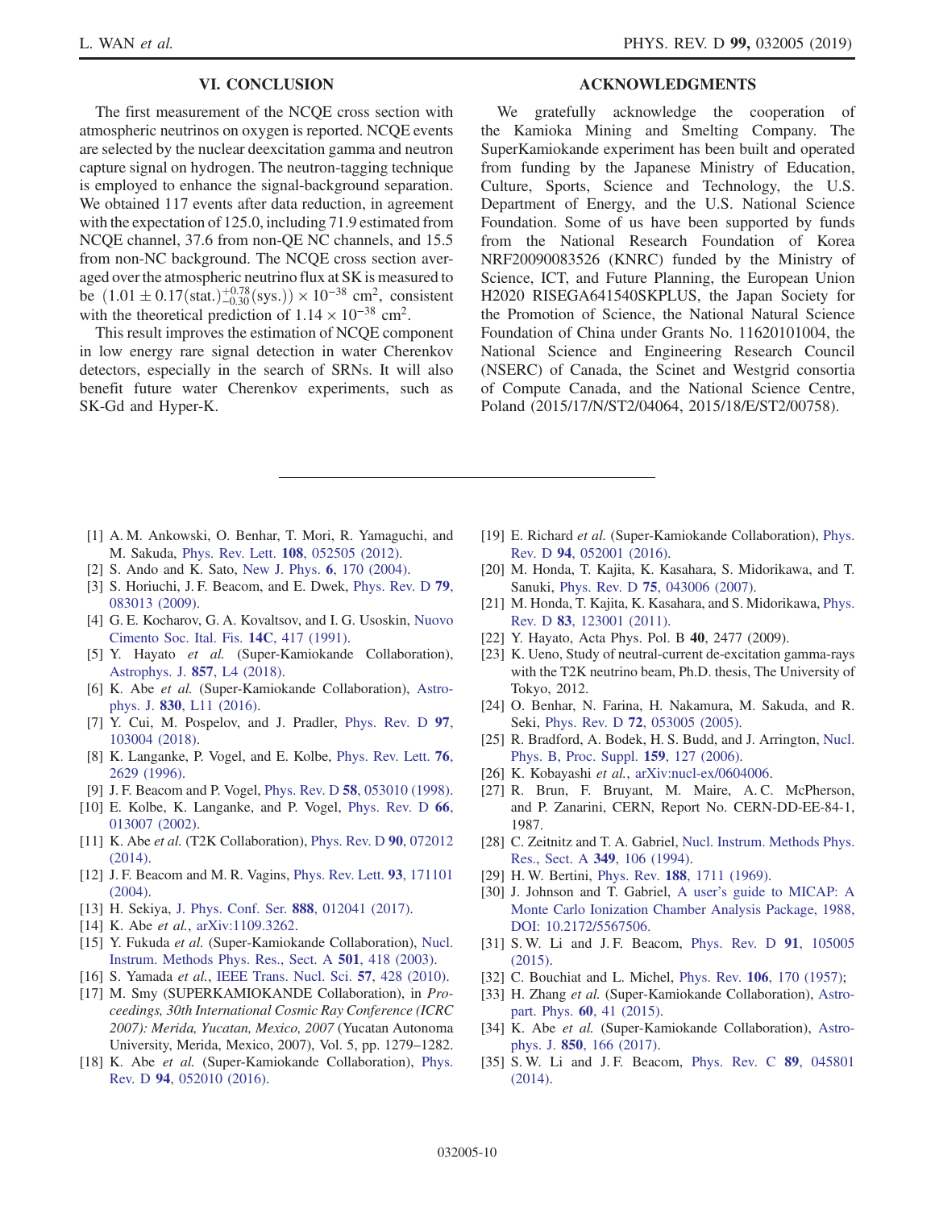## VI. CONCLUSION

The first measurement of the NCQE cross section with atmospheric neutrinos on oxygen is reported. NCQE events are selected by the nuclear deexcitation gamma and neutron capture signal on hydrogen. The neutron-tagging technique is employed to enhance the signal-background separation. We obtained 117 events after data reduction, in agreement with the expectation of 125.0, including 71.9 estimated from NCQE channel, 37.6 from non-QE NC channels, and 15.5 from non-NC background. The NCQE cross section averaged over the atmospheric neutrino flux at SK is measured to be $(1.01 \pm 0.17(\text{stat.})^{+0.78}_{-0.30}(\text{sys.})) \times 10^{-38}$ cm$^2$, consistent with the theoretical prediction of $1.14 \times 10^{-38}$ cm$^2$.

This result improves the estimation of NCQE component in low energy rare signal detection in water Cherenkov detectors, especially in the search of SRNs. It will also benefit future water Cherenkov experiments, such as SK-Gd and Hyper-K.

## ACKNOWLEDGMENTS

We gratefully acknowledge the cooperation of the Kamioka Mining and Smelting Company. The SuperKamiokande experiment has been built and operated from funding by the Japanese Ministry of Education, Culture, Sports, Science and Technology, the U.S. Department of Energy, and the U.S. National Science Foundation. Some of us have been supported by funds from the National Research Foundation of Korea NRF20090083526 (KNRC) funded by the Ministry of Science, ICT, and Future Planning, the European Union H2020 RISEGA641540SKPLUS, the Japan Society for the Promotion of Science, the National Natural Science Foundation of China under Grants No. 11620101004, the National Science and Engineering Research Council (NSERC) of Canada, the Scinet and Westgrid consortia of Compute Canada, and the National Science Centre, Poland (2015/17/N/ST2/04064, 2015/18/E/ST2/00758).

---

[1] A. M. Ankowski, O. Benhar, T. Mori, R. Yamaguchi, and M. Sakuda, Phys. Rev. Lett. **108**, 052505 (2012).

[2] S. Ando and K. Sato, New J. Phys. **6**, 170 (2004).

[3] S. Horiuchi, J. F. Beacom, and E. Dwek, Phys. Rev. D **79**, 083013 (2009).

[4] G. E. Kocharov, G. A. Kovaltsov, and I. G. Usoskin, Nuovo Cimento Soc. Ital. Fis. **14C**, 417 (1991).

[5] Y. Hayato *et al.* (Super-Kamiokande Collaboration), Astrophys. J. **857**, L4 (2018).

[6] K. Abe *et al.* (Super-Kamiokande Collaboration), Astrophys. J. **830**, L11 (2016).

[7] Y. Cui, M. Pospelov, and J. Pradler, Phys. Rev. D **97**, 103004 (2018).

[8] K. Langanke, P. Vogel, and E. Kolbe, Phys. Rev. Lett. **76**, 2629 (1996).

[9] J. F. Beacom and P. Vogel, Phys. Rev. D **58**, 053010 (1998).

[10] E. Kolbe, K. Langanke, and P. Vogel, Phys. Rev. D **66**, 013007 (2002).

[11] K. Abe *et al.* (T2K Collaboration), Phys. Rev. D **90**, 072012 (2014).

[12] J. F. Beacom and M. R. Vagins, Phys. Rev. Lett. **93**, 171101 (2004).

[13] H. Sekiya, J. Phys. Conf. Ser. **888**, 012041 (2017).

[14] K. Abe *et al.*, arXiv:1109.3262.

[15] Y. Fukuda *et al.* (Super-Kamiokande Collaboration), Nucl. Instrum. Methods Phys. Res., Sect. A **501**, 418 (2003).

[16] S. Yamada *et al.*, IEEE Trans. Nucl. Sci. **57**, 428 (2010).

[17] M. Smy (SUPERKAMIOKANDE Collaboration), in *Proceedings, 30th International Cosmic Ray Conference (ICRC 2007): Merida, Yucatan, Mexico, 2007* (Yucatan Autonoma University, Merida, Mexico, 2007), Vol. 5, pp. 1279–1282.

[18] K. Abe *et al.* (Super-Kamiokande Collaboration), Phys. Rev. D **94**, 052010 (2016).

[19] E. Richard *et al.* (Super-Kamiokande Collaboration), Phys. Rev. D **94**, 052001 (2016).

[20] M. Honda, T. Kajita, K. Kasahara, S. Midorikawa, and T. Sanuki, Phys. Rev. D **75**, 043006 (2007).

[21] M. Honda, T. Kajita, K. Kasahara, and S. Midorikawa, Phys. Rev. D **83**, 123001 (2011).

[22] Y. Hayato, Acta Phys. Pol. B **40**, 2477 (2009).

[23] K. Ueno, Study of neutral-current de-excitation gamma-rays with the T2K neutrino beam, Ph.D. thesis, The University of Tokyo, 2012.

[24] O. Benhar, N. Farina, H. Nakamura, M. Sakuda, and R. Seki, Phys. Rev. D **72**, 053005 (2005).

[25] R. Bradford, A. Bodek, H. S. Budd, and J. Arrington, Nucl. Phys. B, Proc. Suppl. **159**, 127 (2006).

[26] K. Kobayashi *et al.*, arXiv:nucl-ex/0604006.

[27] R. Brun, F. Bruyant, M. Maire, A. C. McPherson, and P. Zanarini, CERN, Report No. CERN-DD-EE-84-1, 1987.

[28] C. Zeitnitz and T. A. Gabriel, Nucl. Instrum. Methods Phys. Res., Sect. A **349**, 106 (1994).

[29] H. W. Bertini, Phys. Rev. **188**, 1711 (1969).

[30] J. Johnson and T. Gabriel, A user's guide to MICAP: A Monte Carlo Ionization Chamber Analysis Package, 1988, DOI: 10.2172/5567506.

[31] S. W. Li and J. F. Beacom, Phys. Rev. D **91**, 105005 (2015).

[32] C. Bouchiat and L. Michel, Phys. Rev. **106**, 170 (1957);

[33] H. Zhang *et al.* (Super-Kamiokande Collaboration), Astropart. Phys. **60**, 41 (2015).

[34] K. Abe *et al.* (Super-Kamiokande Collaboration), Astrophys. J. **850**, 166 (2017).

[35] S. W. Li and J. F. Beacom, Phys. Rev. C **89**, 045801 (2014).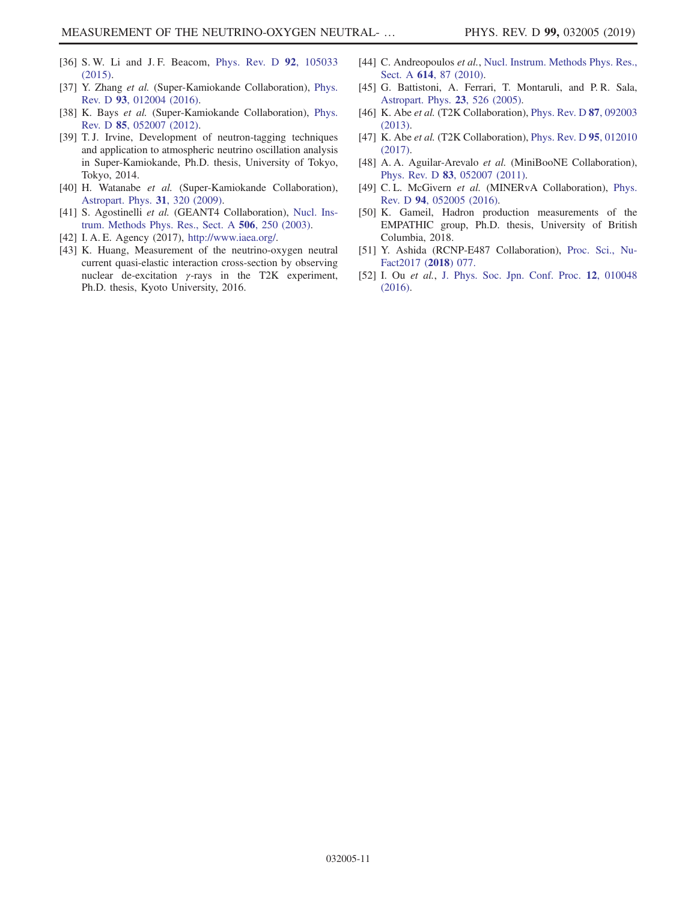[36] S. W. Li and J. F. Beacom, Phys. Rev. D **92**, 105033 (2015).

[37] Y. Zhang *et al.* (Super-Kamiokande Collaboration), Phys. Rev. D **93**, 012004 (2016).

[38] K. Bays *et al.* (Super-Kamiokande Collaboration), Phys. Rev. D **85**, 052007 (2012).

[39] T. J. Irvine, Development of neutron-tagging techniques and application to atmospheric neutrino oscillation analysis in Super-Kamiokande, Ph.D. thesis, University of Tokyo, Tokyo, 2014.

[40] H. Watanabe *et al.* (Super-Kamiokande Collaboration), Astropart. Phys. **31**, 320 (2009).

[41] S. Agostinelli *et al.* (GEANT4 Collaboration), Nucl. Instrum. Methods Phys. Res., Sect. A **506**, 250 (2003).

[42] I. A. E. Agency (2017), http://www.iaea.org/.

[43] K. Huang, Measurement of the neutrino-oxygen neutral current quasi-elastic interaction cross-section by observing nuclear de-excitation $\gamma$-rays in the T2K experiment, Ph.D. thesis, Kyoto University, 2016.

[44] C. Andreopoulos *et al.*, Nucl. Instrum. Methods Phys. Res., Sect. A **614**, 87 (2010).

[45] G. Battistoni, A. Ferrari, T. Montaruli, and P. R. Sala, Astropart. Phys. **23**, 526 (2005).

[46] K. Abe *et al.* (T2K Collaboration), Phys. Rev. D **87**, 092003 (2013).

[47] K. Abe *et al.* (T2K Collaboration), Phys. Rev. D **95**, 012010 (2017).

[48] A. A. Aguilar-Arevalo *et al.* (MiniBooNE Collaboration), Phys. Rev. D **83**, 052007 (2011).

[49] C. L. McGivern *et al.* (MINERvA Collaboration), Phys. Rev. D **94**, 052005 (2016).

[50] K. Gameil, Hadron production measurements of the EMPATHIC group, Ph.D. thesis, University of British Columbia, 2018.

[51] Y. Ashida (RCNP-E487 Collaboration), Proc. Sci., NuFact2017 (**2018**) 077.

[52] I. Ou *et al.*, J. Phys. Soc. Jpn. Conf. Proc. **12**, 010048 (2016).